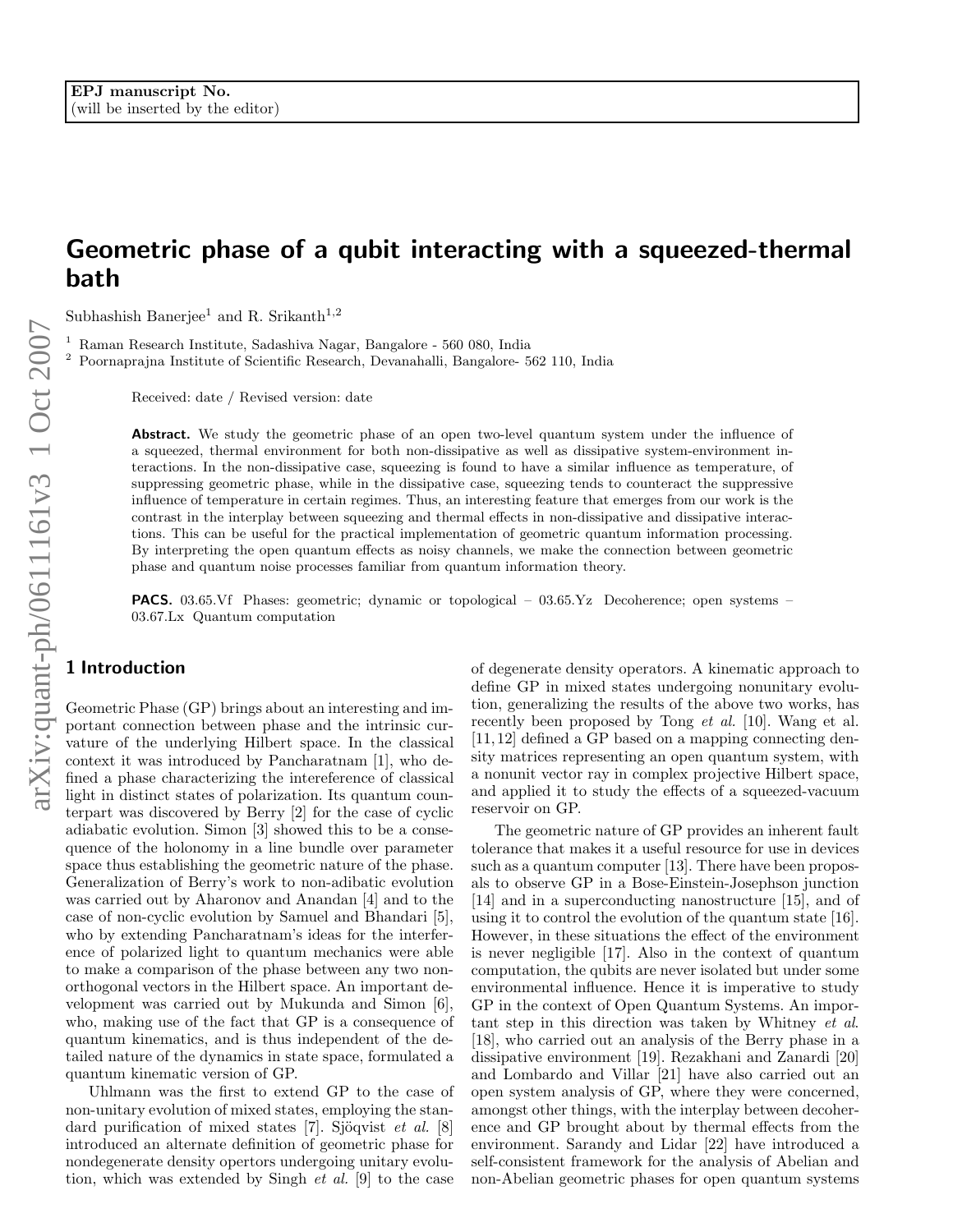EPJ manuscript No.
(will be inserted by the editor)

# Geometric phase of a qubit interacting with a squeezed-thermal bath

Subhashish Banerjee[1] and R. Srikanth[1,2]

[1] Raman Research Institute, Sadashiva Nagar, Bangalore - 560 080, India
[2] Poornaprajna Institute of Scientific Research, Devanahalli, Bangalore- 562 110, India

Received: date / Revised version: date

**Abstract.** We study the geometric phase of an open two-level quantum system under the influence of a squeezed, thermal environment for both non-dissipative as well as dissipative system-environment interactions. In the non-dissipative case, squeezing is found to have a similar influence as temperature, of suppressing geometric phase, while in the dissipative case, squeezing tends to counteract the suppressive influence of temperature in certain regimes. Thus, an interesting feature that emerges from our work is the contrast in the interplay between squeezing and thermal effects in non-dissipative and dissipative interactions. This can be useful for the practical implementation of geometric quantum information processing. By interpreting the open quantum effects as noisy channels, we make the connection between geometric phase and quantum noise processes familiar from quantum information theory.

**PACS.** 03.65.Vf Phases: geometric; dynamic or topological – 03.65.Yz Decoherence; open systems – 03.67.Lx Quantum computation

## 1 Introduction

Geometric Phase (GP) brings about an interesting and important connection between phase and the intrinsic curvature of the underlying Hilbert space. In the classical context it was introduced by Pancharatnam [1], who defined a phase characterizing the intereference of classical light in distinct states of polarization. Its quantum counterpart was discovered by Berry [2] for the case of cyclic adiabatic evolution. Simon [3] showed this to be a consequence of the holonomy in a line bundle over parameter space thus establishing the geometric nature of the phase. Generalization of Berry's work to non-adibatic evolution was carried out by Aharonov and Anandan [4] and to the case of non-cyclic evolution by Samuel and Bhandari [5], who by extending Pancharatnam's ideas for the interference of polarized light to quantum mechanics were able to make a comparison of the phase between any two nonorthogonal vectors in the Hilbert space. An important development was carried out by Mukunda and Simon [6], who, making use of the fact that GP is a consequence of quantum kinematics, and is thus independent of the detailed nature of the dynamics in state space, formulated a quantum kinematic version of GP.

Uhlmann was the first to extend GP to the case of non-unitary evolution of mixed states, employing the standard purification of mixed states [7]. Sjöqvist *et al.* [8] introduced an alternate definition of geometric phase for nondegenerate density opertors undergoing unitary evolution, which was extended by Singh *et al.* [9] to the case of degenerate density operators. A kinematic approach to define GP in mixed states undergoing nonunitary evolution, generalizing the results of the above two works, has recently been proposed by Tong *et al.* [10]. Wang et al. [11,12] defined a GP based on a mapping connecting density matrices representing an open quantum system, with a nonunit vector ray in complex projective Hilbert space, and applied it to study the effects of a squeezed-vacuum reservoir on GP.

The geometric nature of GP provides an inherent fault tolerance that makes it a useful resource for use in devices such as a quantum computer [13]. There have been proposals to observe GP in a Bose-Einstein-Josephson junction [14] and in a superconducting nanostructure [15], and of using it to control the evolution of the quantum state [16]. However, in these situations the effect of the environment is never negligible [17]. Also in the context of quantum computation, the qubits are never isolated but under some environmental influence. Hence it is imperative to study GP in the context of Open Quantum Systems. An important step in this direction was taken by Whitney *et al.* [18], who carried out an analysis of the Berry phase in a dissipative environment [19]. Rezakhani and Zanardi [20] and Lombardo and Villar [21] have also carried out an open system analysis of GP, where they were concerned, amongst other things, with the interplay between decoherence and GP brought about by thermal effects from the environment. Sarandy and Lidar [22] have introduced a self-consistent framework for the analysis of Abelian and non-Abelian geometric phases for open quantum systems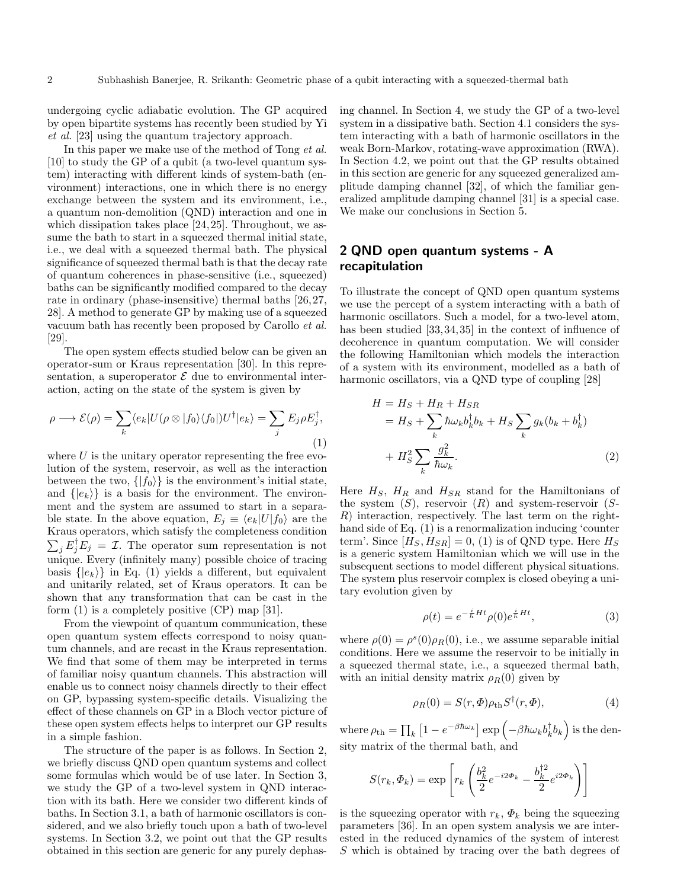undergoing cyclic adiabatic evolution. The GP acquired by open bipartite systems has recently been studied by Yi *et al.* [23] using the quantum trajectory approach.

In this paper we make use of the method of Tong *et al.* [10] to study the GP of a qubit (a two-level quantum system) interacting with different kinds of system-bath (environment) interactions, one in which there is no energy exchange between the system and its environment, i.e., a quantum non-demolition (QND) interaction and one in which dissipation takes place [24,25]. Throughout, we assume the bath to start in a squeezed thermal initial state, i.e., we deal with a squeezed thermal bath. The physical significance of squeezed thermal bath is that the decay rate of quantum coherences in phase-sensitive (i.e., squeezed) baths can be significantly modified compared to the decay rate in ordinary (phase-insensitive) thermal baths [26,27,28]. A method to generate GP by making use of a squeezed vacuum bath has recently been proposed by Carollo *et al.* [29].

The open system effects studied below can be given an operator-sum or Kraus representation [30]. In this representation, a superoperator $\mathcal{E}$ due to environmental interaction, acting on the state of the system is given by

$$\rho \longrightarrow \mathcal{E}(\rho) = \sum_k \langle e_k | U(\rho \otimes |f_0\rangle\langle f_0|)U^\dagger | e_k\rangle = \sum_j E_j \rho E_j^\dagger, \tag{1}$$

where $U$ is the unitary operator representing the free evolution of the system, reservoir, as well as the interaction between the two, $\{|f_0\rangle\}$ is the environment's initial state, and $\{|e_k\rangle\}$ is a basis for the environment. The environment and the system are assumed to start in a separable state. In the above equation, $E_j \equiv \langle e_k|U|f_0\rangle$ are the Kraus operators, which satisfy the completeness condition $\sum_j E_j^\dagger E_j = \mathcal{I}$. The operator sum representation is not unique. Every (infinitely many) possible choice of tracing basis $\{|e_k\rangle\}$ in Eq. (1) yields a different, but equivalent and unitarily related, set of Kraus operators. It can be shown that any transformation that can be cast in the form (1) is a completely positive (CP) map [31].

From the viewpoint of quantum communication, these open quantum system effects correspond to noisy quantum channels, and are recast in the Kraus representation. We find that some of them may be interpreted in terms of familiar noisy quantum channels. This abstraction will enable us to connect noisy channels directly to their effect on GP, bypassing system-specific details. Visualizing the effect of these channels on GP in a Bloch vector picture of these open system effects helps to interpret our GP results in a simple fashion.

The structure of the paper is as follows. In Section 2, we briefly discuss QND open quantum systems and collect some formulas which would be of use later. In Section 3, we study the GP of a two-level system in QND interaction with its bath. Here we consider two different kinds of baths. In Section 3.1, a bath of harmonic oscillators is considered, and we also briefly touch upon a bath of two-level systems. In Section 3.2, we point out that the GP results obtained in this section are generic for any purely dephasing channel. In Section 4, we study the GP of a two-level system in a dissipative bath. Section 4.1 considers the system interacting with a bath of harmonic oscillators in the weak Born-Markov, rotating-wave approximation (RWA). In Section 4.2, we point out that the GP results obtained in this section are generic for any squeezed generalized amplitude damping channel [32], of which the familiar generalized amplitude damping channel [31] is a special case. We make our conclusions in Section 5.

## 2 QND open quantum systems - A recapitulation

To illustrate the concept of QND open quantum systems we use the percept of a system interacting with a bath of harmonic oscillators. Such a model, for a two-level atom, has been studied [33,34,35] in the context of influence of decoherence in quantum computation. We will consider the following Hamiltonian which models the interaction of a system with its environment, modelled as a bath of harmonic oscillators, via a QND type of coupling [28]

$$\begin{aligned}
H &= H_S + H_R + H_{SR} \\
&= H_S + \sum_k \hbar\omega_k b_k^\dagger b_k + H_S \sum_k g_k (b_k + b_k^\dagger) \\
&+ H_S^2 \sum_k \frac{g_k^2}{\hbar\omega_k}.
\end{aligned} \tag{2}$$

Here $H_S$, $H_R$ and $H_{SR}$ stand for the Hamiltonians of the system ($S$), reservoir ($R$) and system-reservoir ($S$-$R$) interaction, respectively. The last term on the right-hand side of Eq. (1) is a renormalization inducing 'counter term'. Since $[H_S, H_{SR}] = 0$, (1) is of QND type. Here $H_S$ is a generic system Hamiltonian which we will use in the subsequent sections to model different physical situations. The system plus reservoir complex is closed obeying a unitary evolution given by

$$\rho(t) = e^{-\frac{i}{\hbar}Ht}\rho(0)e^{\frac{i}{\hbar}Ht}, \tag{3}$$

where $\rho(0) = \rho^s(0)\rho_R(0)$, i.e., we assume separable initial conditions. Here we assume the reservoir to be initially in a squeezed thermal state, i.e., a squeezed thermal bath, with an initial density matrix $\rho_R(0)$ given by

$$\rho_R(0) = S(r, \Phi)\rho_{\rm th} S^\dagger(r, \Phi), \tag{4}$$

where $\rho_{\rm th} = \prod_k \left[1 - e^{-\beta\hbar\omega_k}\right] \exp\left(-\beta\hbar\omega_k b_k^\dagger b_k\right)$ is the density matrix of the thermal bath, and

$$S(r_k, \Phi_k) = \exp\left[r_k\left(\frac{b_k^2}{2}e^{-i2\Phi_k} - \frac{b_k^{\dagger 2}}{2}e^{i2\Phi_k}\right)\right]$$

is the squeezing operator with $r_k$, $\Phi_k$ being the squeezing parameters [36]. In an open system analysis we are interested in the reduced dynamics of the system of interest $S$ which is obtained by tracing over the bath degrees of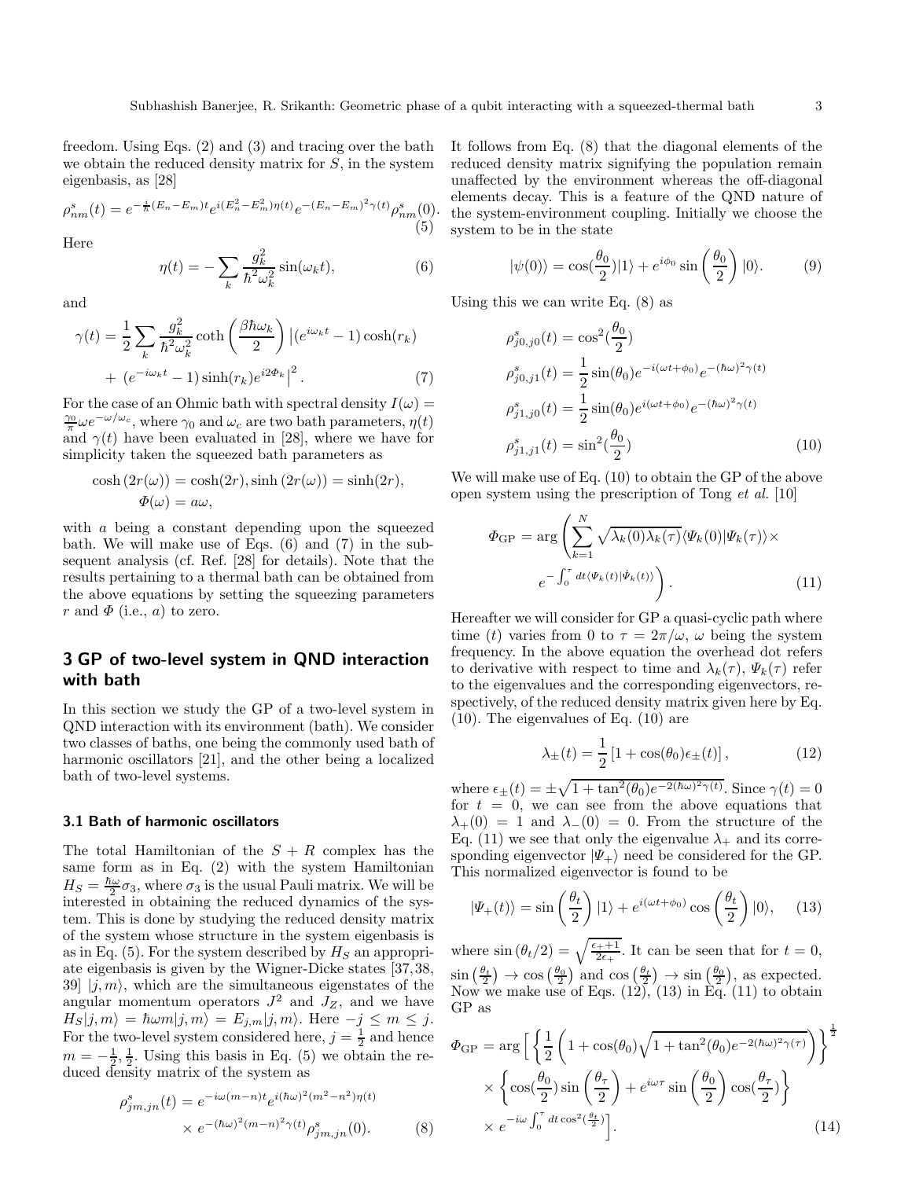freedom. Using Eqs. (2) and (3) and tracing over the bath we obtain the reduced density matrix for $S$, in the system eigenbasis, as [28]

$$\rho^s_{nm}(t) = e^{-\frac{i}{\hbar}(E_n - E_m)t} e^{i(E_n^2 - E_m^2)\eta(t)} e^{-(E_n - E_m)^2\gamma(t)} \rho^s_{nm}(0). \tag{5}$$

Here

$$\eta(t) = -\sum_k \frac{g_k^2}{\hbar^2\omega_k^2} \sin(\omega_k t), \tag{6}$$

and

$$\begin{aligned}\gamma(t) = \frac{1}{2}\sum_k \frac{g_k^2}{\hbar^2\omega_k^2} \coth\left(\frac{\beta\hbar\omega_k}{2}\right) \big|(e^{i\omega_k t} - 1)\cosh(r_k) \\ + \; (e^{-i\omega_k t} - 1)\sinh(r_k) e^{i2\Phi_k}\big|^2 . \end{aligned}\tag{7}$$

For the case of an Ohmic bath with spectral density $I(\omega) = \frac{\gamma_0}{\pi}\omega e^{-\omega/\omega_c}$, where $\gamma_0$ and $\omega_c$ are two bath parameters, $\eta(t)$ and $\gamma(t)$ have been evaluated in [28], where we have for simplicity taken the squeezed bath parameters as

$$\cosh(2r(\omega)) = \cosh(2r), \sinh(2r(\omega)) = \sinh(2r),$$
$$\Phi(\omega) = a\omega,$$

with $a$ being a constant depending upon the squeezed bath. We will make use of Eqs. (6) and (7) in the subsequent analysis (cf. Ref. [28] for details). Note that the results pertaining to a thermal bath can be obtained from the above equations by setting the squeezing parameters $r$ and $\Phi$ (i.e., $a$) to zero.

## 3 GP of two-level system in QND interaction with bath

In this section we study the GP of a two-level system in QND interaction with its environment (bath). We consider two classes of baths, one being the commonly used bath of harmonic oscillators [21], and the other being a localized bath of two-level systems.

### 3.1 Bath of harmonic oscillators

The total Hamiltonian of the $S + R$ complex has the same form as in Eq. (2) with the system Hamiltonian $H_S = \frac{\hbar\omega}{2}\sigma_3$, where $\sigma_3$ is the usual Pauli matrix. We will be interested in obtaining the reduced dynamics of the system. This is done by studying the reduced density matrix of the system whose structure in the system eigenbasis is as in Eq. (5). For the system described by $H_S$ an appropriate eigenbasis is given by the Wigner-Dicke states [37,38, 39] $|j, m\rangle$, which are the simultaneous eigenstates of the angular momentum operators $J^2$ and $J_Z$, and we have $H_S|j, m\rangle = \hbar\omega m|j, m\rangle = E_{j,m}|j, m\rangle$. Here $-j \leq m \leq j$. For the two-level system considered here, $j = \frac{1}{2}$ and hence $m = -\frac{1}{2}, \frac{1}{2}$. Using this basis in Eq. (5) we obtain the reduced density matrix of the system as

$$\begin{aligned}\rho^s_{jm,jn}(t) &= e^{-i\omega(m-n)t} e^{i(\hbar\omega)^2(m^2-n^2)\eta(t)} \\ &\times e^{-(\hbar\omega)^2(m-n)^2\gamma(t)} \rho^s_{jm,jn}(0). \end{aligned}\tag{8}$$

It follows from Eq. (8) that the diagonal elements of the reduced density matrix signifying the population remain unaffected by the environment whereas the off-diagonal elements decay. This is a feature of the QND nature of the system-environment coupling. Initially we choose the system to be in the state

$$|\psi(0)\rangle = \cos(\frac{\theta_0}{2})|1\rangle + e^{i\phi_0}\sin\left(\frac{\theta_0}{2}\right)|0\rangle. \tag{9}$$

Using this we can write Eq. (8) as

$$\begin{aligned}\rho^s_{j0,j0}(t) &= \cos^2(\frac{\theta_0}{2}) \\ \rho^s_{j0,j1}(t) &= \frac{1}{2}\sin(\theta_0) e^{-i(\omega t + \phi_0)} e^{-(\hbar\omega)^2\gamma(t)} \\ \rho^s_{j1,j0}(t) &= \frac{1}{2}\sin(\theta_0) e^{i(\omega t + \phi_0)} e^{-(\hbar\omega)^2\gamma(t)} \\ \rho^s_{j1,j1}(t) &= \sin^2(\frac{\theta_0}{2}) \end{aligned}\tag{10}$$

We will make use of Eq. (10) to obtain the GP of the above open system using the prescription of Tong *et al.* [10]

$$\begin{aligned}\Phi_{\rm GP} = \arg\Bigg(\sum_{k=1}^N \sqrt{\lambda_k(0)\lambda_k(\tau)}\langle\Psi_k(0)|\Psi_k(\tau)\rangle \times \\ e^{-\int_0^\tau dt\langle\Psi_k(t)|\dot{\Psi}_k(t)\rangle}\Bigg). \end{aligned}\tag{11}$$

Hereafter we will consider for GP a quasi-cyclic path where time ($t$) varies from 0 to $\tau = 2\pi/\omega$, $\omega$ being the system frequency. In the above equation the overhead dot refers to derivative with respect to time and $\lambda_k(\tau)$, $\Psi_k(\tau)$ refer to the eigenvalues and the corresponding eigenvectors, respectively, of the reduced density matrix given here by Eq. (10). The eigenvalues of Eq. (10) are

$$\lambda_\pm(t) = \frac{1}{2}\left[1 + \cos(\theta_0)\epsilon_\pm(t)\right], \tag{12}$$

where $\epsilon_\pm(t) = \pm\sqrt{1 + \tan^2(\theta_0)e^{-2(\hbar\omega)^2\gamma(t)}}$. Since $\gamma(t) = 0$ for $t = 0$, we can see from the above equations that $\lambda_+(0) = 1$ and $\lambda_-(0) = 0$. From the structure of the Eq. (11) we see that only the eigenvalue $\lambda_+$ and its corresponding eigenvector $|\Psi_+\rangle$ need be considered for the GP. This normalized eigenvector is found to be

$$|\Psi_+(t)\rangle = \sin\left(\frac{\theta_t}{2}\right)|1\rangle + e^{i(\omega t + \phi_0)}\cos\left(\frac{\theta_t}{2}\right)|0\rangle, \tag{13}$$

where $\sin(\theta_t/2) = \sqrt{\frac{\epsilon_+ + 1}{2\epsilon_+}}$. It can be seen that for $t = 0$, $\sin\left(\frac{\theta_t}{2}\right) \to \cos\left(\frac{\theta_0}{2}\right)$ and $\cos\left(\frac{\theta_t}{2}\right) \to \sin\left(\frac{\theta_0}{2}\right)$, as expected. Now we make use of Eqs. (12), (13) in Eq. (11) to obtain GP as

$$\begin{aligned}\Phi_{\rm GP} = \arg\Bigg[&\left\{\frac{1}{2}\left(1 + \cos(\theta_0)\sqrt{1 + \tan^2(\theta_0)e^{-2(\hbar\omega)^2\gamma(\tau)}}\right)\right\}^{\frac{1}{2}} \\ &\times \left\{\cos(\frac{\theta_0}{2})\sin\left(\frac{\theta_\tau}{2}\right) + e^{i\omega\tau}\sin\left(\frac{\theta_0}{2}\right)\cos(\frac{\theta_\tau}{2})\right\} \\ &\times e^{-i\omega\int_0^\tau dt \cos^2(\frac{\theta_t}{2})}\Bigg]. \end{aligned}\tag{14}$$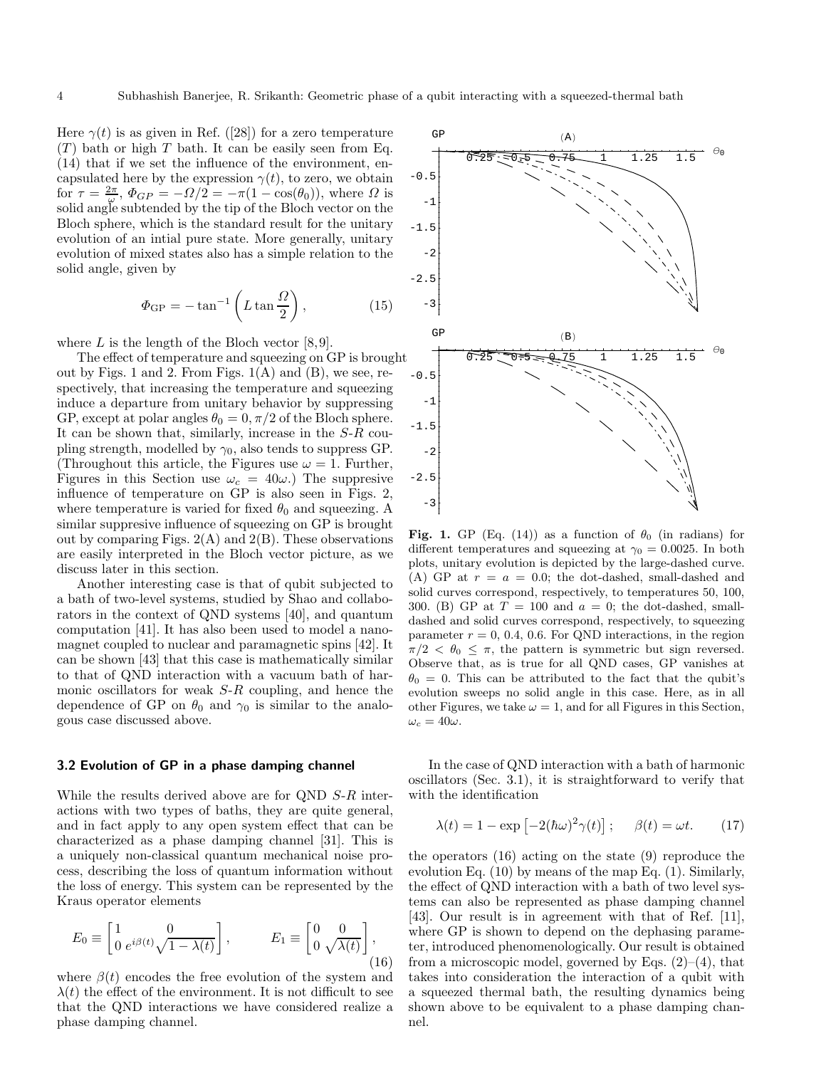Here $\gamma(t)$ is as given in Ref. ([28]) for a zero temperature ($T$) bath or high $T$ bath. It can be easily seen from Eq. (14) that if we set the influence of the environment, encapsulated here by the expression $\gamma(t)$, to zero, we obtain for $\tau = \frac{2\pi}{\omega}$, $\Phi_{GP} = -\Omega/2 = -\pi(1-\cos(\theta_0))$, where $\Omega$ is solid angle subtended by the tip of the Bloch vector on the Bloch sphere, which is the standard result for the unitary evolution of an intial pure state. More generally, unitary evolution of mixed states also has a simple relation to the solid angle, given by

$$\Phi_{\rm GP} = -\tan^{-1}\left(L\tan\frac{\Omega}{2}\right), \tag{15}$$

where $L$ is the length of the Bloch vector [8,9].

The effect of temperature and squeezing on GP is brought out by Figs. 1 and 2. From Figs. 1(A) and (B), we see, respectively, that increasing the temperature and squeezing induce a departure from unitary behavior by suppressing GP, except at polar angles $\theta_0 = 0, \pi/2$ of the Bloch sphere. It can be shown that, similarly, increase in the $S$-$R$ coupling strength, modelled by $\gamma_0$, also tends to suppress GP. (Throughout this article, the Figures use $\omega = 1$. Further, Figures in this Section use $\omega_c = 40\omega$.) The suppresive influence of temperature on GP is also seen in Figs. 2, where temperature is varied for fixed $\theta_0$ and squeezing. A similar suppresive influence of squeezing on GP is brought out by comparing Figs. 2(A) and 2(B). These observations are easily interpreted in the Bloch vector picture, as we discuss later in this section.

Another interesting case is that of qubit subjected to a bath of two-level systems, studied by Shao and collaborators in the context of QND systems [40], and quantum computation [41]. It has also been used to model a nanomagnet coupled to nuclear and paramagnetic spins [42]. It can be shown [43] that this case is mathematically similar to that of QND interaction with a vacuum bath of harmonic oscillators for weak $S$-$R$ coupling, and hence the dependence of GP on $\theta_0$ and $\gamma_0$ is similar to the analogous case discussed above.

**Fig. 1.** GP (Eq. (14)) as a function of $\theta_0$ (in radians) for different temperatures and squeezing at $\gamma_0 = 0.0025$. In both plots, unitary evolution is depicted by the large-dashed curve. (A) GP at $r = a = 0.0$; the dot-dashed, small-dashed and solid curves correspond, respectively, to temperatures 50, 100, 300. (B) GP at $T = 100$ and $a = 0$; the dot-dashed, small-dashed and solid curves correspond, respectively, to squeezing parameter $r = 0$, 0.4, 0.6. For QND interactions, in the region $\pi/2 < \theta_0 \leq \pi$, the pattern is symmetric but sign reversed. Observe that, as is true for all QND cases, GP vanishes at $\theta_0 = 0$. This can be attributed to the fact that the qubit's evolution sweeps no solid angle in this case. Here, as in all other Figures, we take $\omega = 1$, and for all Figures in this Section, $\omega_c = 40\omega$.

### 3.2 Evolution of GP in a phase damping channel

While the results derived above are for QND $S$-$R$ interactions with two types of baths, they are quite general, and in fact apply to any open system effect that can be characterized as a phase damping channel [31]. This is a uniquely non-classical quantum mechanical noise process, describing the loss of quantum information without the loss of energy. This system can be represented by the Kraus operator elements

$$E_0 \equiv \begin{bmatrix} 1 & 0 \\ 0 & e^{i\beta(t)}\sqrt{1-\lambda(t)} \end{bmatrix}, \qquad E_1 \equiv \begin{bmatrix} 0 & 0 \\ 0 & \sqrt{\lambda(t)} \end{bmatrix}, \tag{16}$$

where $\beta(t)$ encodes the free evolution of the system and $\lambda(t)$ the effect of the environment. It is not difficult to see that the QND interactions we have considered realize a phase damping channel.

In the case of QND interaction with a bath of harmonic oscillators (Sec. 3.1), it is straightforward to verify that with the identification

$$\lambda(t) = 1 - \exp\left[-2(\hbar\omega)^2\gamma(t)\right]; \qquad \beta(t) = \omega t. \tag{17}$$

the operators (16) acting on the state (9) reproduce the evolution Eq. (10) by means of the map Eq. (1). Similarly, the effect of QND interaction with a bath of two level systems can also be represented as phase damping channel [43]. Our result is in agreement with that of Ref. [11], where GP is shown to depend on the dephasing parameter, introduced phenomenologically. Our result is obtained from a microscopic model, governed by Eqs. (2)–(4), that takes into consideration the interaction of a qubit with a squeezed thermal bath, the resulting dynamics being shown above to be equivalent to a phase damping channel.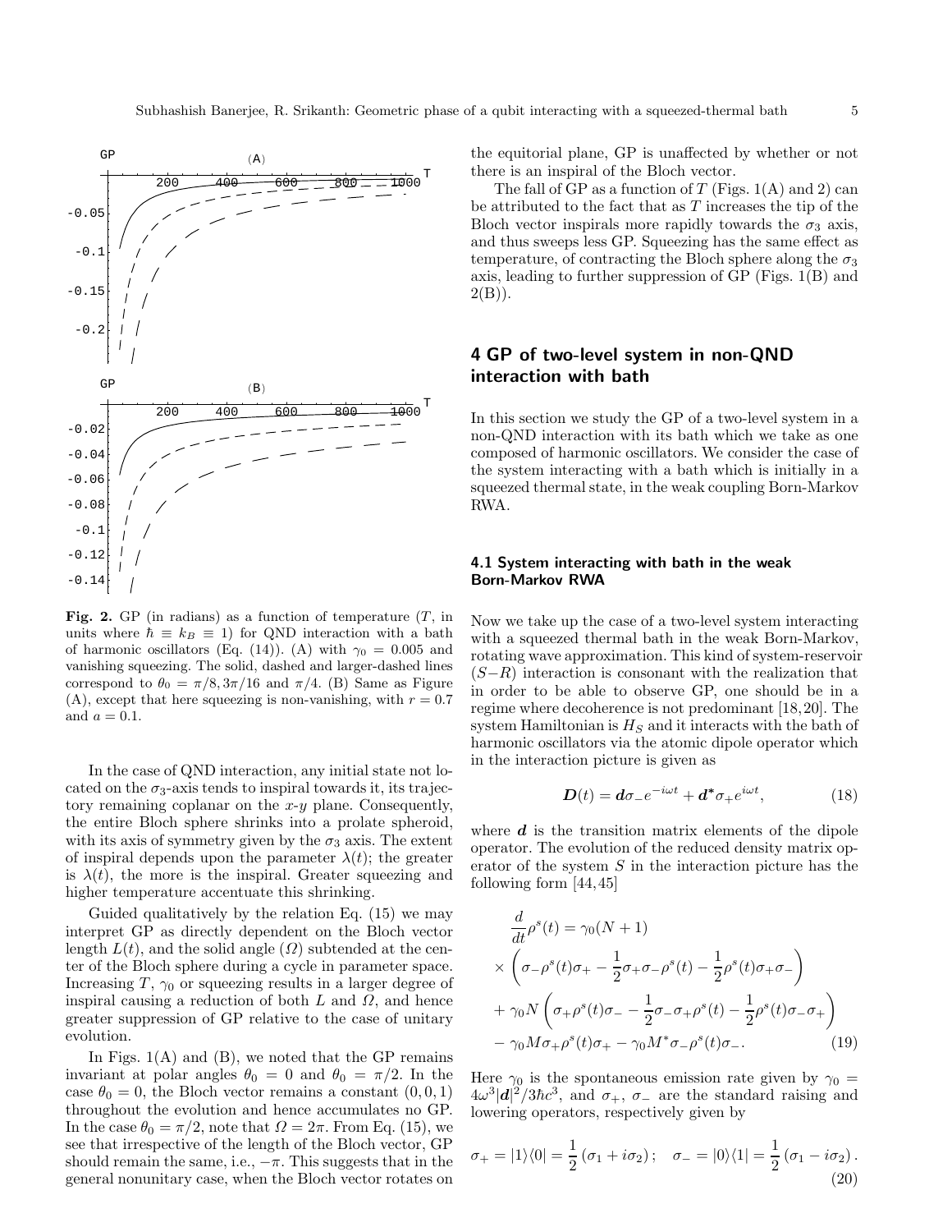**Fig. 2.** GP (in radians) as a function of temperature ($T$, in units where $\hbar \equiv k_B \equiv 1$) for QND interaction with a bath of harmonic oscillators (Eq. (14)). (A) with $\gamma_0 = 0.005$ and vanishing squeezing. The solid, dashed and larger-dashed lines correspond to $\theta_0 = \pi/8, 3\pi/16$ and $\pi/4$. (B) Same as Figure (A), except that here squeezing is non-vanishing, with $r = 0.7$ and $a = 0.1$.

In the case of QND interaction, any initial state not located on the $\sigma_3$-axis tends to inspiral towards it, its trajectory remaining coplanar on the $x$-$y$ plane. Consequently, the entire Bloch sphere shrinks into a prolate spheroid, with its axis of symmetry given by the $\sigma_3$ axis. The extent of inspiral depends upon the parameter $\lambda(t)$; the greater is $\lambda(t)$, the more is the inspiral. Greater squeezing and higher temperature accentuate this shrinking.

Guided qualitatively by the relation Eq. (15) we may interpret GP as directly dependent on the Bloch vector length $L(t)$, and the solid angle ($\Omega$) subtended at the center of the Bloch sphere during a cycle in parameter space. Increasing $T$, $\gamma_0$ or squeezing results in a larger degree of inspiral causing a reduction of both $L$ and $\Omega$, and hence greater suppression of GP relative to the case of unitary evolution.

In Figs. 1(A) and (B), we noted that the GP remains invariant at polar angles $\theta_0 = 0$ and $\theta_0 = \pi/2$. In the case $\theta_0 = 0$, the Bloch vector remains a constant $(0, 0, 1)$ throughout the evolution and hence accumulates no GP. In the case $\theta_0 = \pi/2$, note that $\Omega = 2\pi$. From Eq. (15), we see that irrespective of the length of the Bloch vector, GP should remain the same, i.e., $-\pi$. This suggests that in the general nonunitary case, when the Bloch vector rotates on the equitorial plane, GP is unaffected by whether or not there is an inspiral of the Bloch vector.

The fall of GP as a function of $T$ (Figs. 1(A) and 2) can be attributed to the fact that as $T$ increases the tip of the Bloch vector inspirals more rapidly towards the $\sigma_3$ axis, and thus sweeps less GP. Squeezing has the same effect as temperature, of contracting the Bloch sphere along the $\sigma_3$ axis, leading to further suppression of GP (Figs. 1(B) and 2(B)).

## 4 GP of two-level system in non-QND interaction with bath

In this section we study the GP of a two-level system in a non-QND interaction with its bath which we take as one composed of harmonic oscillators. We consider the case of the system interacting with a bath which is initially in a squeezed thermal state, in the weak coupling Born-Markov RWA.

### 4.1 System interacting with bath in the weak Born-Markov RWA

Now we take up the case of a two-level system interacting with a squeezed thermal bath in the weak Born-Markov, rotating wave approximation. This kind of system-reservoir ($S-R$) interaction is consonant with the realization that in order to be able to observe GP, one should be in a regime where decoherence is not predominant [18,20]. The system Hamiltonian is $H_S$ and it interacts with the bath of harmonic oscillators via the atomic dipole operator which in the interaction picture is given as

$$\boldsymbol{D}(t) = \boldsymbol{d}\sigma_- e^{-i\omega t} + \boldsymbol{d}^* \sigma_+ e^{i\omega t}, \tag{18}$$

where $\boldsymbol{d}$ is the transition matrix elements of the dipole operator. The evolution of the reduced density matrix operator of the system $S$ in the interaction picture has the following form [44,45]

$$\begin{aligned}
\frac{d}{dt}\rho^s(t) &= \gamma_0(N+1) \\
&\times \left(\sigma_-\rho^s(t)\sigma_+ - \frac{1}{2}\sigma_+\sigma_-\rho^s(t) - \frac{1}{2}\rho^s(t)\sigma_+\sigma_-\right) \\
&+ \gamma_0 N \left(\sigma_+\rho^s(t)\sigma_- - \frac{1}{2}\sigma_-\sigma_+\rho^s(t) - \frac{1}{2}\rho^s(t)\sigma_-\sigma_+\right) \\
&- \gamma_0 M \sigma_+\rho^s(t)\sigma_+ - \gamma_0 M^* \sigma_-\rho^s(t)\sigma_-.
\end{aligned} \tag{19}$$

Here $\gamma_0$ is the spontaneous emission rate given by $\gamma_0 = 4\omega^3|\boldsymbol{d}|^2/3\hbar c^3$, and $\sigma_+$, $\sigma_-$ are the standard raising and lowering operators, respectively given by

$$\sigma_+ = |1\rangle\langle 0| = \frac{1}{2}\left(\sigma_1 + i\sigma_2\right); \quad \sigma_- = |0\rangle\langle 1| = \frac{1}{2}\left(\sigma_1 - i\sigma_2\right). \tag{20}$$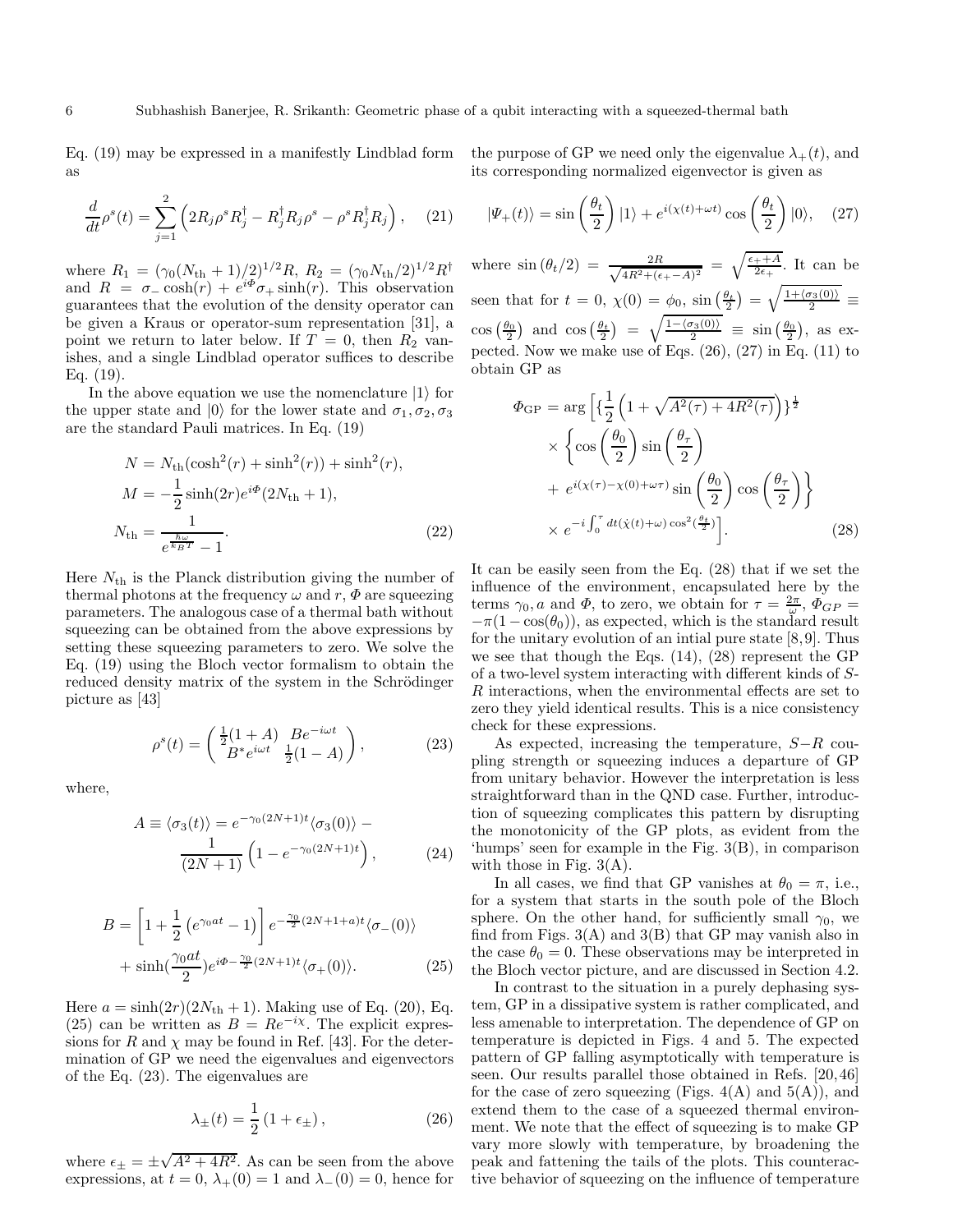Eq. (19) may be expressed in a manifestly Lindblad form as

$$\frac{d}{dt}\rho^s(t) = \sum_{j=1}^{2}\left(2R_j\rho^s R_j^\dagger - R_j^\dagger R_j\rho^s - \rho^s R_j^\dagger R_j\right), \quad (21)$$

where $R_1 = (\gamma_0(N_{\rm th}+1)/2)^{1/2}R$, $R_2 = (\gamma_0 N_{\rm th}/2)^{1/2}R^\dagger$ and $R = \sigma_-\cosh(r) + e^{i\Phi}\sigma_+\sinh(r)$. This observation guarantees that the evolution of the density operator can be given a Kraus or operator-sum representation [31], a point we return to later below. If $T=0$, then $R_2$ vanishes, and a single Lindblad operator suffices to describe Eq. (19).

In the above equation we use the nomenclature $|1\rangle$ for the upper state and $|0\rangle$ for the lower state and $\sigma_1, \sigma_2, \sigma_3$ are the standard Pauli matrices. In Eq. (19)

$$\begin{aligned}
N &= N_{\rm th}(\cosh^2(r) + \sinh^2(r)) + \sinh^2(r),\\
M &= -\frac{1}{2}\sinh(2r)e^{i\Phi}(2N_{\rm th}+1),\\
N_{\rm th} &= \frac{1}{e^{\frac{\hbar\omega}{k_B T}}-1}.
\end{aligned} \quad (22)$$

Here $N_{\rm th}$ is the Planck distribution giving the number of thermal photons at the frequency $\omega$ and $r$, $\Phi$ are squeezing parameters. The analogous case of a thermal bath without squeezing can be obtained from the above expressions by setting these squeezing parameters to zero. We solve the Eq. (19) using the Bloch vector formalism to obtain the reduced density matrix of the system in the Schrödinger picture as [43]

$$\rho^s(t) = \begin{pmatrix} \frac{1}{2}(1+A) & Be^{-i\omega t} \\ B^* e^{i\omega t} & \frac{1}{2}(1-A)\end{pmatrix}, \quad (23)$$

where,

$$A \equiv \langle\sigma_3(t)\rangle = e^{-\gamma_0(2N+1)t}\langle\sigma_3(0)\rangle - \frac{1}{(2N+1)}\left(1 - e^{-\gamma_0(2N+1)t}\right), \quad (24)$$

$$B = \left[1 + \frac{1}{2}\left(e^{\gamma_0 a t} - 1\right)\right]e^{-\frac{\gamma_0}{2}(2N+1+a)t}\langle\sigma_-(0)\rangle + \sinh(\frac{\gamma_0 a t}{2})e^{i\Phi - \frac{\gamma_0}{2}(2N+1)t}\langle\sigma_+(0)\rangle. \quad (25)$$

Here $a = \sinh(2r)(2N_{\rm th}+1)$. Making use of Eq. (20), Eq. (25) can be written as $B = Re^{-i\chi}$. The explicit expressions for $R$ and $\chi$ may be found in Ref. [43]. For the determination of GP we need the eigenvalues and eigenvectors of the Eq. (23). The eigenvalues are

$$\lambda_\pm(t) = \frac{1}{2}\left(1+\epsilon_\pm\right), \quad (26)$$

where $\epsilon_\pm = \pm\sqrt{A^2+4R^2}$. As can be seen from the above expressions, at $t=0$, $\lambda_+(0)=1$ and $\lambda_-(0)=0$, hence for the purpose of GP we need only the eigenvalue $\lambda_+(t)$, and its corresponding normalized eigenvector is given as

$$|\Psi_+(t)\rangle = \sin\left(\frac{\theta_t}{2}\right)|1\rangle + e^{i(\chi(t)+\omega t)}\cos\left(\frac{\theta_t}{2}\right)|0\rangle, \quad (27)$$

where $\sin(\theta_t/2) = \frac{2R}{\sqrt{4R^2+(\epsilon_+-A)^2}} = \sqrt{\frac{\epsilon_++A}{2\epsilon_+}}$. It can be seen that for $t=0$, $\chi(0)=\phi_0$, $\sin\left(\frac{\theta_t}{2}\right) = \sqrt{\frac{1+\langle\sigma_3(0)\rangle}{2}} \equiv \cos\left(\frac{\theta_0}{2}\right)$ and $\cos\left(\frac{\theta_t}{2}\right) = \sqrt{\frac{1-\langle\sigma_3(0)\rangle}{2}} \equiv \sin\left(\frac{\theta_0}{2}\right)$, as expected. Now we make use of Eqs. (26), (27) in Eq. (11) to obtain GP as

$$\begin{aligned}
\Phi_{\rm GP} = \arg\Big[&\{\frac{1}{2}\left(1+\sqrt{A^2(\tau)+4R^2(\tau)}\right)\}^{\frac{1}{2}}\\
&\times\left\{\cos\left(\frac{\theta_0}{2}\right)\sin\left(\frac{\theta_\tau}{2}\right)\right.\\
&+\left. e^{i(\chi(\tau)-\chi(0)+\omega\tau)}\sin\left(\frac{\theta_0}{2}\right)\cos\left(\frac{\theta_\tau}{2}\right)\right\}\\
&\times e^{-i\int_0^\tau dt(\dot{\chi}(t)+\omega)\cos^2(\frac{\theta_t}{2})}\Big].
\end{aligned} \quad (28)$$

It can be easily seen from the Eq. (28) that if we set the influence of the environment, encapsulated here by the terms $\gamma_0, a$ and $\Phi$, to zero, we obtain for $\tau = \frac{2\pi}{\omega}$, $\Phi_{GP} = -\pi(1-\cos(\theta_0))$, as expected, which is the standard result for the unitary evolution of an intial pure state [8,9]. Thus we see that though the Eqs. (14), (28) represent the GP of a two-level system interacting with different kinds of $S$-$R$ interactions, when the environmental effects are set to zero they yield identical results. This is a nice consistency check for these expressions.

As expected, increasing the temperature, $S-R$ coupling strength or squeezing induces a departure of GP from unitary behavior. However the interpretation is less straightforward than in the QND case. Further, introduction of squeezing complicates this pattern by disrupting the monotonicity of the GP plots, as evident from the 'humps' seen for example in the Fig. 3(B), in comparison with those in Fig. 3(A).

In all cases, we find that GP vanishes at $\theta_0 = \pi$, i.e., for a system that starts in the south pole of the Bloch sphere. On the other hand, for sufficiently small $\gamma_0$, we find from Figs. 3(A) and 3(B) that GP may vanish also in the case $\theta_0 = 0$. These observations may be interpreted in the Bloch vector picture, and are discussed in Section 4.2.

In contrast to the situation in a purely dephasing system, GP in a dissipative system is rather complicated, and less amenable to interpretation. The dependence of GP on temperature is depicted in Figs. 4 and 5. The expected pattern of GP falling asymptotically with temperature is seen. Our results parallel those obtained in Refs. [20,46] for the case of zero squeezing (Figs. 4(A) and 5(A)), and extend them to the case of a squeezed thermal environment. We note that the effect of squeezing is to make GP vary more slowly with temperature, by broadening the peak and fattening the tails of the plots. This counteractive behavior of squeezing on the influence of temperature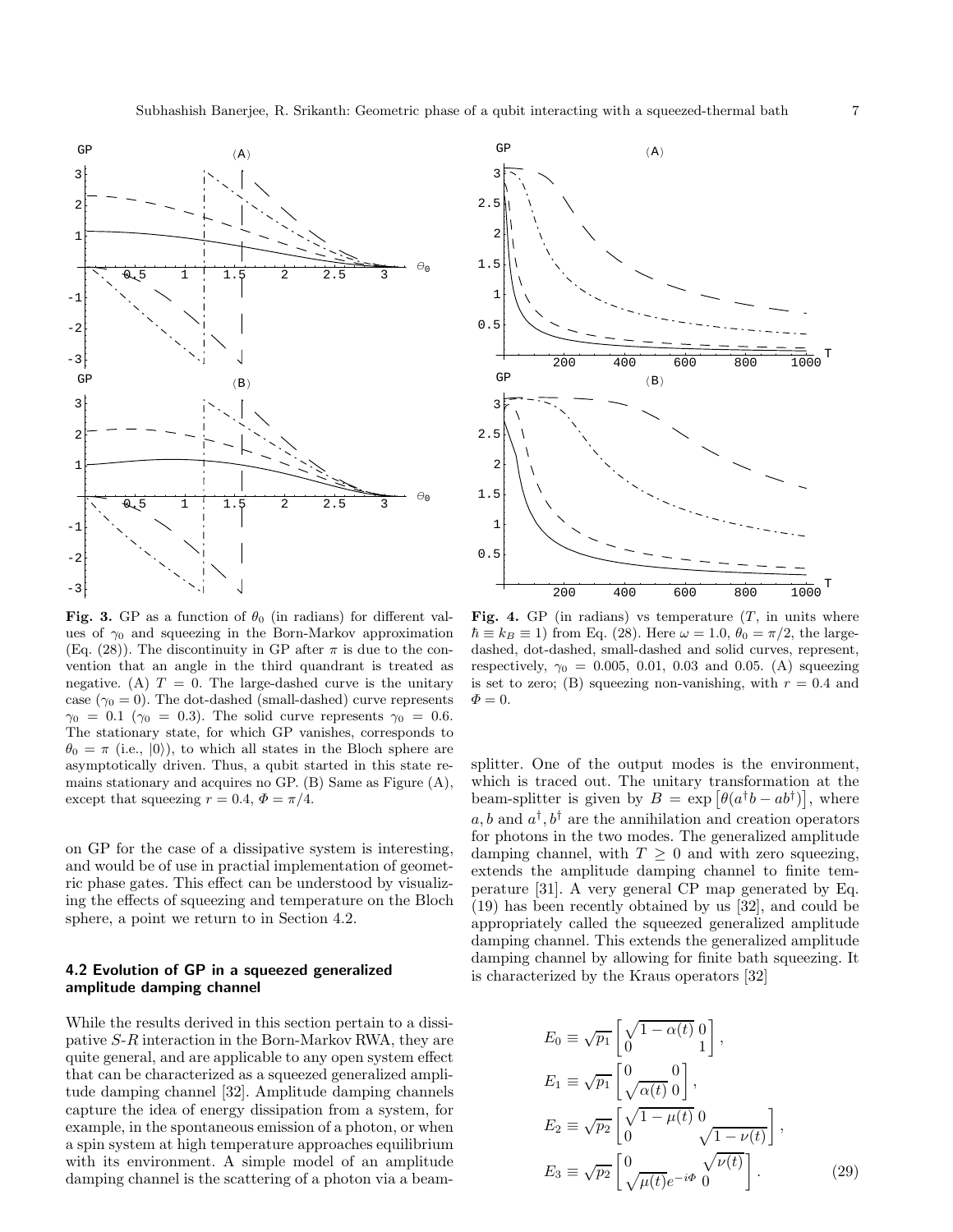**Fig. 3.** GP as a function of $\theta_0$ (in radians) for different values of $\gamma_0$ and squeezing in the Born-Markov approximation (Eq. (28)). The discontinuity in GP after $\pi$ is due to the convention that an angle in the third quadrant is treated as negative. (A) $T = 0$. The large-dashed curve is the unitary case ($\gamma_0 = 0$). The dot-dashed (small-dashed) curve represents $\gamma_0 = 0.1$ ($\gamma_0 = 0.3$). The solid curve represents $\gamma_0 = 0.6$. The stationary state, for which GP vanishes, corresponds to $\theta_0 = \pi$ (i.e., $|0\rangle$), to which all states in the Bloch sphere are asymptotically driven. Thus, a qubit started in this state remains stationary and acquires no GP. (B) Same as Figure (A), except that squeezing $r = 0.4$, $\Phi = \pi/4$.

**Fig. 4.** GP (in radians) vs temperature ($T$, in units where $\hbar \equiv k_B \equiv 1$) from Eq. (28). Here $\omega = 1.0$, $\theta_0 = \pi/2$, the large-dashed, dot-dashed, small-dashed and solid curves, represent, respectively, $\gamma_0 = 0.005$, $0.01$, $0.03$ and $0.05$. (A) squeezing is set to zero; (B) squeezing non-vanishing, with $r = 0.4$ and $\Phi = 0$.

on GP for the case of a dissipative system is interesting, and would be of use in practial implementation of geometric phase gates. This effect can be understood by visualizing the effects of squeezing and temperature on the Bloch sphere, a point we return to in Section 4.2.

### 4.2 Evolution of GP in a squeezed generalized amplitude damping channel

While the results derived in this section pertain to a dissipative $S$-$R$ interaction in the Born-Markov RWA, they are quite general, and are applicable to any open system effect that can be characterized as a squeezed generalized amplitude damping channel [32]. Amplitude damping channels capture the idea of energy dissipation from a system, for example, in the spontaneous emission of a photon, or when a spin system at high temperature approaches equilibrium with its environment. A simple model of an amplitude damping channel is the scattering of a photon via a beam-splitter. One of the output modes is the environment, which is traced out. The unitary transformation at the beam-splitter is given by $B = \exp\left[\theta(a^\dagger b - ab^\dagger)\right]$, where $a, b$ and $a^\dagger, b^\dagger$ are the annihilation and creation operators for photons in the two modes. The generalized amplitude damping channel, with $T \geq 0$ and with zero squeezing, extends the amplitude damping channel to finite temperature [31]. A very general CP map generated by Eq. (19) has been recently obtained by us [32], and could be appropriately called the squeezed generalized amplitude damping channel. This extends the generalized amplitude damping channel by allowing for finite bath squeezing. It is characterized by the Kraus operators [32]

$$
\begin{aligned}
E_0 &\equiv \sqrt{p_1}\begin{bmatrix}\sqrt{1-\alpha(t)} & 0\\ 0 & 1\end{bmatrix},\\
E_1 &\equiv \sqrt{p_1}\begin{bmatrix}0 & 0\\ \sqrt{\alpha(t)} & 0\end{bmatrix},\\
E_2 &\equiv \sqrt{p_2}\begin{bmatrix}\sqrt{1-\mu(t)} & 0\\ 0 & \sqrt{1-\nu(t)}\end{bmatrix},\\
E_3 &\equiv \sqrt{p_2}\begin{bmatrix}0 & \sqrt{\nu(t)}\\ \sqrt{\mu(t)}e^{-i\Phi} & 0\end{bmatrix}.
\end{aligned}
\tag{29}
$$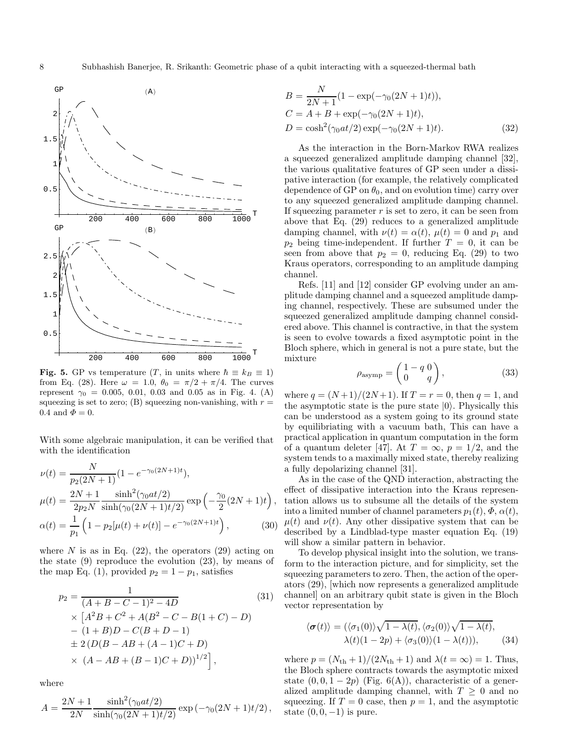Fig. 5. GP vs temperature ($T$, in units where $\hbar \equiv k_B \equiv 1$) from Eq. (28). Here $\omega = 1.0$, $\theta_0 = \pi/2 + \pi/4$. The curves represent $\gamma_0 = 0.005$, 0.01, 0.03 and 0.05 as in Fig. 4. (A) squeezing is set to zero; (B) squeezing non-vanishing, with $r = 0.4$ and $\Phi = 0$.

With some algebraic manipulation, it can be verified that with the identification

$$
\begin{aligned}
\nu(t) &= \frac{N}{p_2(2N+1)}(1 - e^{-\gamma_0(2N+1)t}), \\
\mu(t) &= \frac{2N+1}{2p_2 N}\frac{\sinh^2(\gamma_0 a t/2)}{\sinh(\gamma_0(2N+1)t/2)}\exp\left(-\frac{\gamma_0}{2}(2N+1)t\right), \\
\alpha(t) &= \frac{1}{p_1}\left(1 - p_2[\mu(t) + \nu(t)] - e^{-\gamma_0(2N+1)t}\right),
\end{aligned}
\tag{30}
$$

where $N$ is as in Eq. (22), the operators (29) acting on the state (9) reproduce the evolution (23), by means of the map Eq. (1), provided $p_2 = 1 - p_1$, satisfies

$$
\begin{aligned}
p_2 &= \frac{1}{(A + B - C - 1)^2 - 4D} \\
&\times \left[A^2 B + C^2 + A(B^2 - C - B(1 + C) - D)\right. \\
&- (1 + B)D - C(B + D - 1) \\
&\pm 2\left(D(B - AB + (A - 1)C + D)\right. \\
&\times \left.\left.(A - AB + (B - 1)C + D)\right)^{1/2}\right],
\end{aligned}
\tag{31}
$$

where

$$
\begin{aligned}
A &= \frac{2N+1}{2N}\frac{\sinh^2(\gamma_0 a t/2)}{\sinh(\gamma_0(2N+1)t/2)}\exp\left(-\gamma_0(2N+1)t/2\right), \\
B &= \frac{N}{2N+1}(1 - \exp(-\gamma_0(2N+1)t)), \\
C &= A + B + \exp(-\gamma_0(2N+1)t), \\
D &= \cosh^2(\gamma_0 a t/2)\exp(-\gamma_0(2N+1)t).
\end{aligned}
\tag{32}
$$

As the interaction in the Born-Markov RWA realizes a squeezed generalized amplitude damping channel [32], the various qualitative features of GP seen under a dissipative interaction (for example, the relatively complicated dependence of GP on $\theta_0$, and on evolution time) carry over to any squeezed generalized amplitude damping channel. If squeezing parameter $r$ is set to zero, it can be seen from above that Eq. (29) reduces to a generalized amplitude damping channel, with $\nu(t) = \alpha(t)$, $\mu(t) = 0$ and $p_1$ and $p_2$ being time-independent. If further $T = 0$, it can be seen from above that $p_2 = 0$, reducing Eq. (29) to two Kraus operators, corresponding to an amplitude damping channel.

Refs. [11] and [12] consider GP evolving under an amplitude damping channel and a squeezed amplitude damping channel, respectively. These are subsumed under the squeezed generalized amplitude damping channel considered above. This channel is contractive, in that the system is seen to evolve towards a fixed asymptotic point in the Bloch sphere, which in general is not a pure state, but the mixture

$$
\rho_{\text{asymp}} = \begin{pmatrix} 1 - q & 0 \\ 0 & q \end{pmatrix},
\tag{33}
$$

where $q = (N+1)/(2N+1)$. If $T = r = 0$, then $q = 1$, and the asymptotic state is the pure state $|0\rangle$. Physically this can be understood as a system going to its ground state by equilibriating with a vacuum bath, This can have a practical application in quantum computation in the form of a quantum deleter [47]. At $T = \infty$, $p = 1/2$, and the system tends to a maximally mixed state, thereby realizing a fully depolarizing channel [31].

As in the case of the QND interaction, abstracting the effect of dissipative interaction into the Kraus representation allows us to subsume all the details of the system into a limited number of channel parameters $p_1(t)$, $\Phi$, $\alpha(t)$, $\mu(t)$ and $\nu(t)$. Any other dissipative system that can be described by a Lindblad-type master equation Eq. (19) will show a similar pattern in behavior.

To develop physical insight into the solution, we transform to the interaction picture, and for simplicity, set the squeezing parameters to zero. Then, the action of the operators (29), [which now represents a generalized amplitude channel] on an arbitrary qubit state is given in the Bloch vector representation by

$$
\begin{aligned}
\langle \boldsymbol{\sigma}(t)\rangle = (&\langle\sigma_1(0)\rangle\sqrt{1-\lambda(t)}, \langle\sigma_2(0)\rangle\sqrt{1-\lambda(t)}, \\
&\lambda(t)(1-2p) + \langle\sigma_3(0)\rangle(1-\lambda(t))),
\end{aligned}
\tag{34}
$$

where $p = (N_{\text{th}}+1)/(2N_{\text{th}}+1)$ and $\lambda(t = \infty) = 1$. Thus, the Bloch sphere contracts towards the asymptotic mixed state $(0, 0, 1-2p)$ (Fig. 6(A)), characteristic of a generalized amplitude damping channel, with $T \geq 0$ and no squeezing. If $T = 0$ case, then $p = 1$, and the asymptotic state $(0, 0, -1)$ is pure.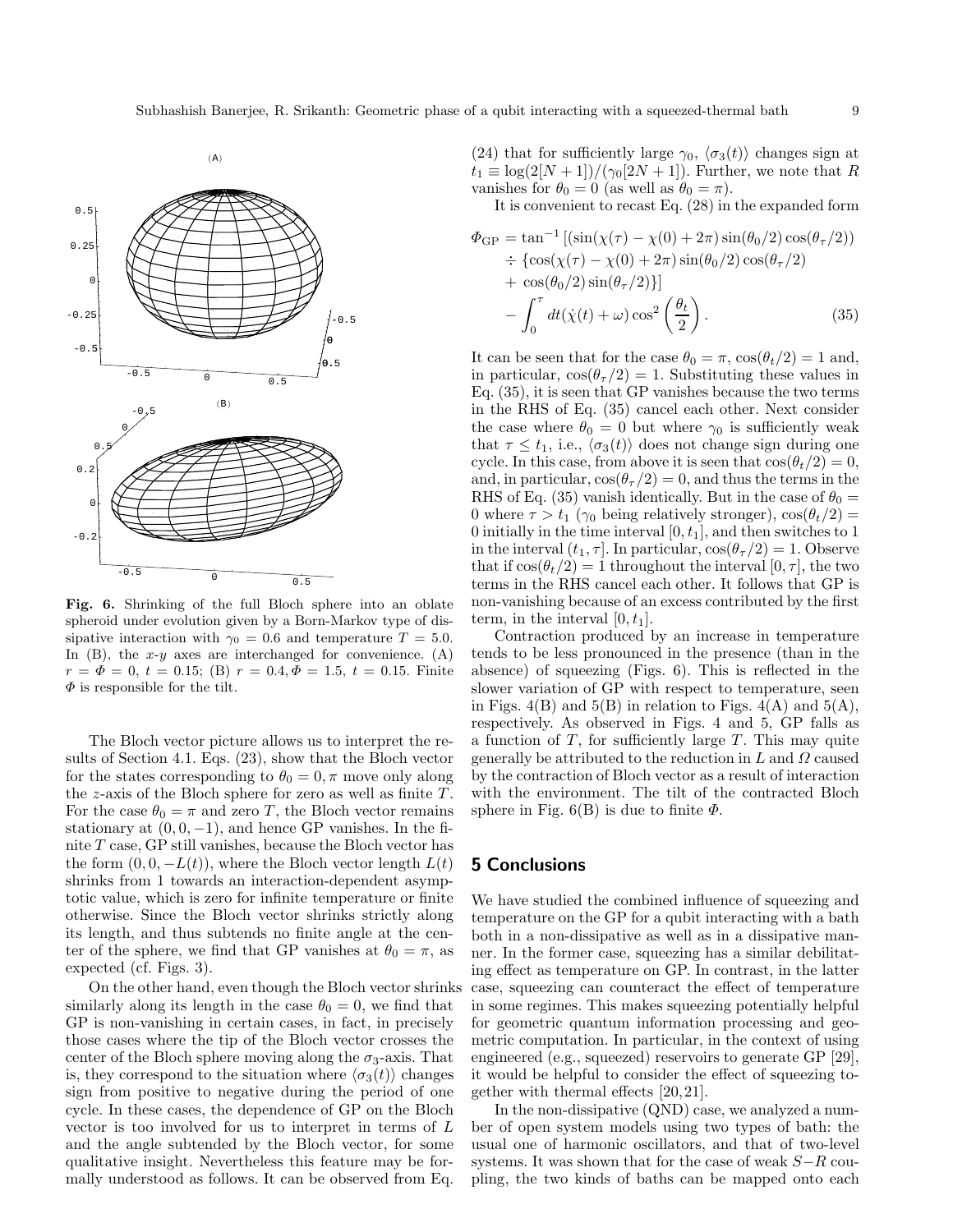**Fig. 6.** Shrinking of the full Bloch sphere into an oblate spheroid under evolution given by a Born-Markov type of dissipative interaction with $\gamma_0 = 0.6$ and temperature $T = 5.0$. In (B), the $x$-$y$ axes are interchanged for convenience. (A) $r = \Phi = 0$, $t = 0.15$; (B) $r = 0.4, \Phi = 1.5$, $t = 0.15$. Finite $\Phi$ is responsible for the tilt.

The Bloch vector picture allows us to interpret the results of Section 4.1. Eqs. (23), show that the Bloch vector for the states corresponding to $\theta_0 = 0, \pi$ move only along the $z$-axis of the Bloch sphere for zero as well as finite $T$. For the case $\theta_0 = \pi$ and zero $T$, the Bloch vector remains stationary at $(0, 0, -1)$, and hence GP vanishes. In the finite $T$ case, GP still vanishes, because the Bloch vector has the form $(0, 0, -L(t))$, where the Bloch vector length $L(t)$ shrinks from 1 towards an interaction-dependent asymptotic value, which is zero for infinite temperature or finite otherwise. Since the Bloch vector shrinks strictly along its length, and thus subtends no finite angle at the center of the sphere, we find that GP vanishes at $\theta_0 = \pi$, as expected (cf. Figs. 3).

On the other hand, even though the Bloch vector shrinks similarly along its length in the case $\theta_0 = 0$, we find that GP is non-vanishing in certain cases, in fact, in precisely those cases where the tip of the Bloch vector crosses the center of the Bloch sphere moving along the $\sigma_3$-axis. That is, they correspond to the situation where $\langle \sigma_3(t) \rangle$ changes sign from positive to negative during the period of one cycle. In these cases, the dependence of GP on the Bloch vector is too involved for us to interpret in terms of $L$ and the angle subtended by the Bloch vector, for some qualitative insight. Nevertheless this feature may be formally understood as follows. It can be observed from Eq. (24) that for sufficiently large $\gamma_0$, $\langle \sigma_3(t) \rangle$ changes sign at $t_1 \equiv \log(2[N+1])/(\gamma_0[2N+1])$. Further, we note that $R$ vanishes for $\theta_0 = 0$ (as well as $\theta_0 = \pi$).

It is convenient to recast Eq. (28) in the expanded form

$$
\begin{aligned}
\Phi_{\rm GP} = \tan^{-1} &[(\sin(\chi(\tau) - \chi(0) + 2\pi)\sin(\theta_0/2)\cos(\theta_\tau/2)) \\
&\div \{\cos(\chi(\tau) - \chi(0) + 2\pi)\sin(\theta_0/2)\cos(\theta_\tau/2) \\
&+ \cos(\theta_0/2)\sin(\theta_\tau/2)\}] \\
&- \int_0^\tau dt(\dot{\chi}(t) + \omega)\cos^2\left(\frac{\theta_t}{2}\right). \qquad (35)
\end{aligned}
$$

It can be seen that for the case $\theta_0 = \pi$, $\cos(\theta_t/2) = 1$ and, in particular, $\cos(\theta_\tau/2) = 1$. Substituting these values in Eq. (35), it is seen that GP vanishes because the two terms in the RHS of Eq. (35) cancel each other. Next consider the case where $\theta_0 = 0$ but where $\gamma_0$ is sufficiently weak that $\tau \leq t_1$, i.e., $\langle \sigma_3(t) \rangle$ does not change sign during one cycle. In this case, from above it is seen that $\cos(\theta_t/2) = 0$, and, in particular, $\cos(\theta_\tau/2) = 0$, and thus the terms in the RHS of Eq. (35) vanish identically. But in the case of $\theta_0 = 0$ where $\tau > t_1$ ($\gamma_0$ being relatively stronger), $\cos(\theta_t/2) = 0$ initially in the time interval $[0, t_1]$, and then switches to 1 in the interval $(t_1, \tau]$. In particular, $\cos(\theta_\tau/2) = 1$. Observe that if $\cos(\theta_t/2) = 1$ throughout the interval $[0, \tau]$, the two terms in the RHS cancel each other. It follows that GP is non-vanishing because of an excess contributed by the first term, in the interval $[0, t_1]$.

Contraction produced by an increase in temperature tends to be less pronounced in the presence (than in the absence) of squeezing (Figs. 6). This is reflected in the slower variation of GP with respect to temperature, seen in Figs. 4(B) and 5(B) in relation to Figs. 4(A) and 5(A), respectively. As observed in Figs. 4 and 5, GP falls as a function of $T$, for sufficiently large $T$. This may quite generally be attributed to the reduction in $L$ and $\Omega$ caused by the contraction of Bloch vector as a result of interaction with the environment. The tilt of the contracted Bloch sphere in Fig. 6(B) is due to finite $\Phi$.

## 5 Conclusions

We have studied the combined influence of squeezing and temperature on the GP for a qubit interacting with a bath both in a non-dissipative as well as in a dissipative manner. In the former case, squeezing has a similar debilitating effect as temperature on GP. In contrast, in the latter case, squeezing can counteract the effect of temperature in some regimes. This makes squeezing potentially helpful for geometric quantum information processing and geometric computation. In particular, in the context of using engineered (e.g., squeezed) reservoirs to generate GP [29], it would be helpful to consider the effect of squeezing together with thermal effects [20,21].

In the non-dissipative (QND) case, we analyzed a number of open system models using two types of bath: the usual one of harmonic oscillators, and that of two-level systems. It was shown that for the case of weak $S-R$ coupling, the two kinds of baths can be mapped onto each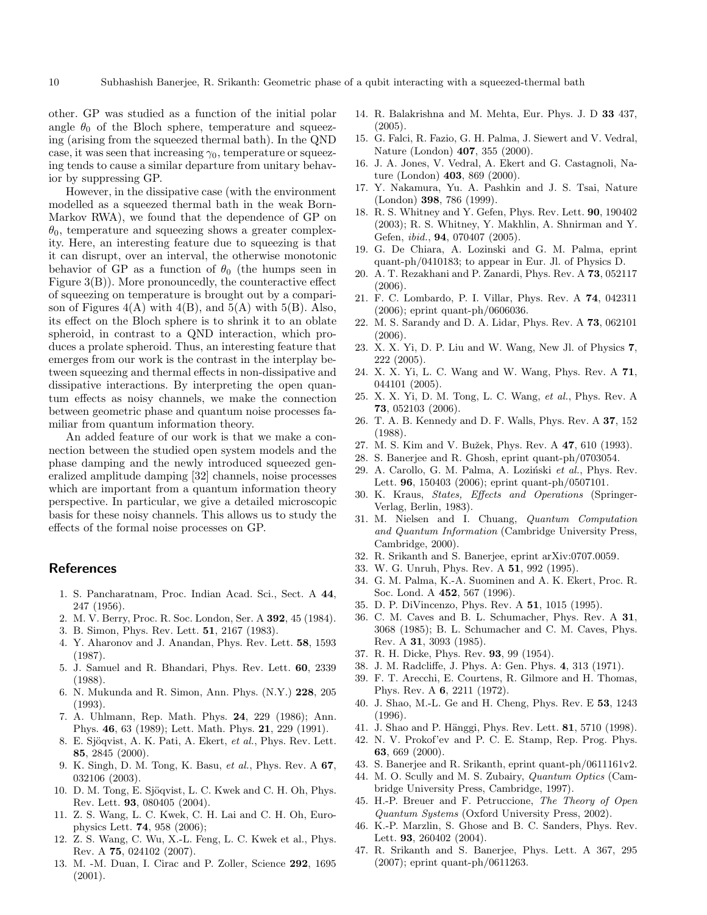other. GP was studied as a function of the initial polar angle $\theta_0$ of the Bloch sphere, temperature and squeezing (arising from the squeezed thermal bath). In the QND case, it was seen that increasing $\gamma_0$, temperature or squeezing tends to cause a similar departure from unitary behavior by suppressing GP.

However, in the dissipative case (with the environment modelled as a squeezed thermal bath in the weak Born-Markov RWA), we found that the dependence of GP on $\theta_0$, temperature and squeezing shows a greater complexity. Here, an interesting feature due to squeezing is that it can disrupt, over an interval, the otherwise monotonic behavior of GP as a function of $\theta_0$ (the humps seen in Figure 3(B)). More pronouncedly, the counteractive effect of squeezing on temperature is brought out by a comparison of Figures 4(A) with 4(B), and 5(A) with 5(B). Also, its effect on the Bloch sphere is to shrink it to an oblate spheroid, in contrast to a QND interaction, which produces a prolate spheroid. Thus, an interesting feature that emerges from our work is the contrast in the interplay between squeezing and thermal effects in non-dissipative and dissipative interactions. By interpreting the open quantum effects as noisy channels, we make the connection between geometric phase and quantum noise processes familiar from quantum information theory.

An added feature of our work is that we make a connection between the studied open system models and the phase damping and the newly introduced squeezed generalized amplitude damping [32] channels, noise processes which are important from a quantum information theory perspective. In particular, we give a detailed microscopic basis for these noisy channels. This allows us to study the effects of the formal noise processes on GP.

## References

1. S. Pancharatnam, Proc. Indian Acad. Sci., Sect. A **44**, 247 (1956).
2. M. V. Berry, Proc. R. Soc. London, Ser. A **392**, 45 (1984).
3. B. Simon, Phys. Rev. Lett. **51**, 2167 (1983).
4. Y. Aharonov and J. Anandan, Phys. Rev. Lett. **58**, 1593 (1987).
5. J. Samuel and R. Bhandari, Phys. Rev. Lett. **60**, 2339 (1988).
6. N. Mukunda and R. Simon, Ann. Phys. (N.Y.) **228**, 205 (1993).
7. A. Uhlmann, Rep. Math. Phys. **24**, 229 (1986); Ann. Phys. **46**, 63 (1989); Lett. Math. Phys. **21**, 229 (1991).
8. E. Sjöqvist, A. K. Pati, A. Ekert, *et al.*, Phys. Rev. Lett. **85**, 2845 (2000).
9. K. Singh, D. M. Tong, K. Basu, *et al.*, Phys. Rev. A **67**, 032106 (2003).
10. D. M. Tong, E. Sjöqvist, L. C. Kwek and C. H. Oh, Phys. Rev. Lett. **93**, 080405 (2004).
11. Z. S. Wang, L. C. Kwek, C. H. Lai and C. H. Oh, Europhysics Lett. **74**, 958 (2006);
12. Z. S. Wang, C. Wu, X.-L. Feng, L. C. Kwek et al., Phys. Rev. A **75**, 024102 (2007).
13. M. -M. Duan, I. Cirac and P. Zoller, Science **292**, 1695 (2001).
14. R. Balakrishna and M. Mehta, Eur. Phys. J. D **33** 437, (2005).
15. G. Falci, R. Fazio, G. H. Palma, J. Siewert and V. Vedral, Nature (London) **407**, 355 (2000).
16. J. A. Jones, V. Vedral, A. Ekert and G. Castagnoli, Nature (London) **403**, 869 (2000).
17. Y. Nakamura, Yu. A. Pashkin and J. S. Tsai, Nature (London) **398**, 786 (1999).
18. R. S. Whitney and Y. Gefen, Phys. Rev. Lett. **90**, 190402 (2003); R. S. Whitney, Y. Makhlin, A. Shnirman and Y. Gefen, *ibid.*, **94**, 070407 (2005).
19. G. De Chiara, A. Lozinski and G. M. Palma, eprint quant-ph/0410183; to appear in Eur. Jl. of Physics D.
20. A. T. Rezakhani and P. Zanardi, Phys. Rev. A **73**, 052117 (2006).
21. F. C. Lombardo, P. I. Villar, Phys. Rev. A **74**, 042311 (2006); eprint quant-ph/0606036.
22. M. S. Sarandy and D. A. Lidar, Phys. Rev. A **73**, 062101 (2006).
23. X. X. Yi, D. P. Liu and W. Wang, New Jl. of Physics **7**, 222 (2005).
24. X. X. Yi, L. C. Wang and W. Wang, Phys. Rev. A **71**, 044101 (2005).
25. X. X. Yi, D. M. Tong, L. C. Wang, *et al.*, Phys. Rev. A **73**, 052103 (2006).
26. T. A. B. Kennedy and D. F. Walls, Phys. Rev. A **37**, 152 (1988).
27. M. S. Kim and V. Bužek, Phys. Rev. A **47**, 610 (1993).
28. S. Banerjee and R. Ghosh, eprint quant-ph/0703054.
29. A. Carollo, G. M. Palma, A. Łoziński *et al.*, Phys. Rev. Lett. **96**, 150403 (2006); eprint quant-ph/0507101.
30. K. Kraus, *States, Effects and Operations* (Springer-Verlag, Berlin, 1983).
31. M. Nielsen and I. Chuang, *Quantum Computation and Quantum Information* (Cambridge University Press, Cambridge, 2000).
32. R. Srikanth and S. Banerjee, eprint arXiv:0707.0059.
33. W. G. Unruh, Phys. Rev. A **51**, 992 (1995).
34. G. M. Palma, K.-A. Suominen and A. K. Ekert, Proc. R. Soc. Lond. A **452**, 567 (1996).
35. D. P. DiVincenzo, Phys. Rev. A **51**, 1015 (1995).
36. C. M. Caves and B. L. Schumacher, Phys. Rev. A **31**, 3068 (1985); B. L. Schumacher and C. M. Caves, Phys. Rev. A **31**, 3093 (1985).
37. R. H. Dicke, Phys. Rev. **93**, 99 (1954).
38. J. M. Radcliffe, J. Phys. A: Gen. Phys. **4**, 313 (1971).
39. F. T. Arecchi, E. Courtens, R. Gilmore and H. Thomas, Phys. Rev. A **6**, 2211 (1972).
40. J. Shao, M.-L. Ge and H. Cheng, Phys. Rev. E **53**, 1243 (1996).
41. J. Shao and P. Hänggi, Phys. Rev. Lett. **81**, 5710 (1998).
42. N. V. Prokof'ev and P. C. E. Stamp, Rep. Prog. Phys. **63**, 669 (2000).
43. S. Banerjee and R. Srikanth, eprint quant-ph/0611161v2.
44. M. O. Scully and M. S. Zubairy, *Quantum Optics* (Cambridge University Press, Cambridge, 1997).
45. H.-P. Breuer and F. Petruccione, *The Theory of Open Quantum Systems* (Oxford University Press, 2002).
46. K.-P. Marzlin, S. Ghose and B. C. Sanders, Phys. Rev. Lett. **93**, 260402 (2004).
47. R. Srikanth and S. Banerjee, Phys. Lett. A 367, 295 (2007); eprint quant-ph/0611263.